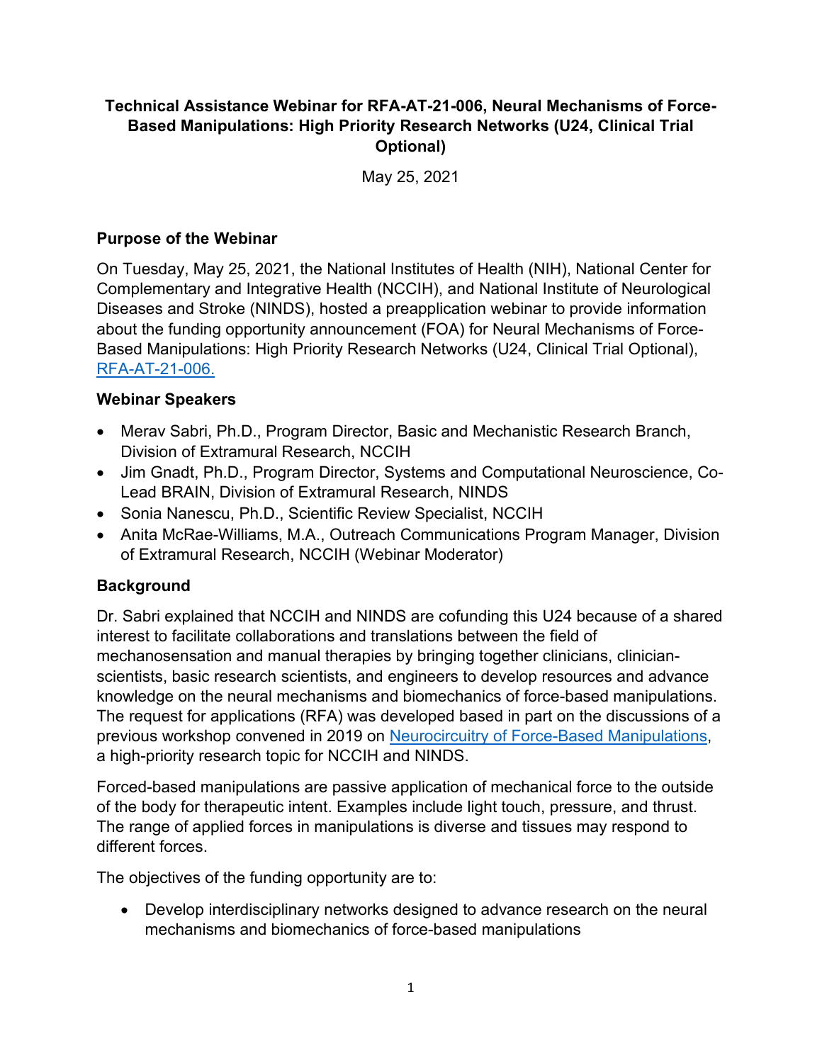# Technical Assistance Webinar for RFA-AT-21-006, Neural Mechanisms of Force-Based Manipulations: High Priority Research Networks (U24, Clinical Trial Optional)

May 25, 2021

## Purpose of the Webinar

On Tuesday, May 25, 2021, the National Institutes of Health (NIH), National Center for Complementary and Integrative Health (NCCIH), and National Institute of Neurological Diseases and Stroke (NINDS), hosted a preapplication webinar to provide information about the funding opportunity announcement (FOA) for Neural Mechanisms of Force-Based Manipulations: High Priority Research Networks (U24, Clinical Trial Optional), RFA-AT-21-006.

## Webinar Speakers

- Merav Sabri, Ph.D., Program Director, Basic and Mechanistic Research Branch, Division of Extramural Research, NCCIH
- Jim Gnadt, Ph.D., Program Director, Systems and Computational Neuroscience, Co-Lead BRAIN, Division of Extramural Research, NINDS
- Sonia Nanescu, Ph.D., Scientific Review Specialist, NCCIH
- Anita McRae-Williams, M.A., Outreach Communications Program Manager, Division of Extramural Research, NCCIH (Webinar Moderator)

## Background

Dr. Sabri explained that NCCIH and NINDS are cofunding this U24 because of a shared interest to facilitate collaborations and translations between the field of mechanosensation and manual therapies by bringing together clinicians, clinician-scientists, basic research scientists, and engineers to develop resources and advance knowledge on the neural mechanisms and biomechanics of force-based manipulations. The request for applications (RFA) was developed based in part on the discussions of a previous workshop convened in 2019 on Neurocircuitry of Force-Based Manipulations, a high-priority research topic for NCCIH and NINDS.

Forced-based manipulations are passive application of mechanical force to the outside of the body for therapeutic intent. Examples include light touch, pressure, and thrust. The range of applied forces in manipulations is diverse and tissues may respond to different forces.

The objectives of the funding opportunity are to:

- Develop interdisciplinary networks designed to advance research on the neural mechanisms and biomechanics of force-based manipulations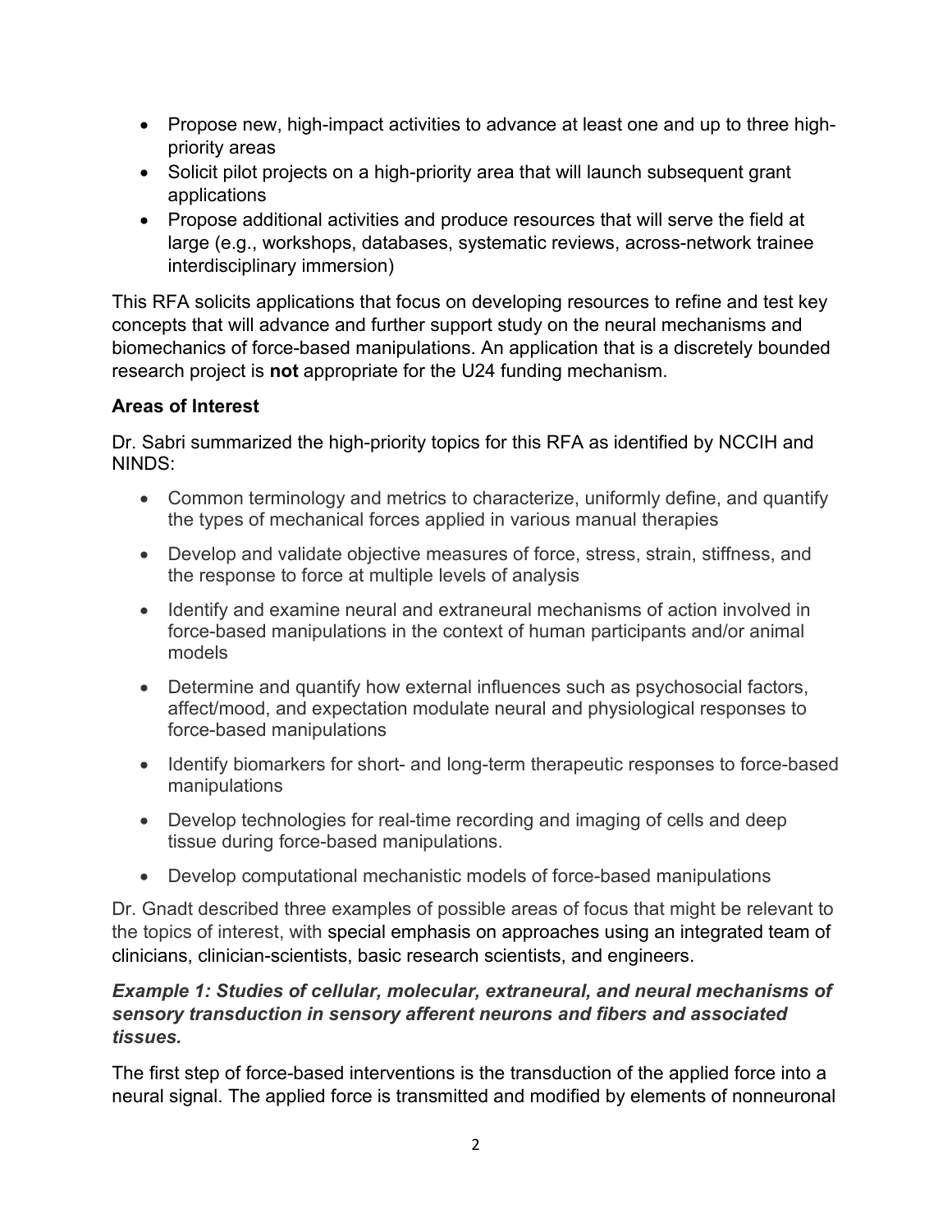- Propose new, high-impact activities to advance at least one and up to three high-priority areas
- Solicit pilot projects on a high-priority area that will launch subsequent grant applications
- Propose additional activities and produce resources that will serve the field at large (e.g., workshops, databases, systematic reviews, across-network trainee interdisciplinary immersion)

This RFA solicits applications that focus on developing resources to refine and test key concepts that will advance and further support study on the neural mechanisms and biomechanics of force-based manipulations. An application that is a discretely bounded research project is **not** appropriate for the U24 funding mechanism.

**Areas of Interest**

Dr. Sabri summarized the high-priority topics for this RFA as identified by NCCIH and NINDS:

- Common terminology and metrics to characterize, uniformly define, and quantify the types of mechanical forces applied in various manual therapies
- Develop and validate objective measures of force, stress, strain, stiffness, and the response to force at multiple levels of analysis
- Identify and examine neural and extraneural mechanisms of action involved in force-based manipulations in the context of human participants and/or animal models
- Determine and quantify how external influences such as psychosocial factors, affect/mood, and expectation modulate neural and physiological responses to force-based manipulations
- Identify biomarkers for short- and long-term therapeutic responses to force-based manipulations
- Develop technologies for real-time recording and imaging of cells and deep tissue during force-based manipulations.
- Develop computational mechanistic models of force-based manipulations

Dr. Gnadt described three examples of possible areas of focus that might be relevant to the topics of interest, with special emphasis on approaches using an integrated team of clinicians, clinician-scientists, basic research scientists, and engineers.

***Example 1: Studies of cellular, molecular, extraneural, and neural mechanisms of sensory transduction in sensory afferent neurons and fibers and associated tissues.***

The first step of force-based interventions is the transduction of the applied force into a neural signal. The applied force is transmitted and modified by elements of nonneuronal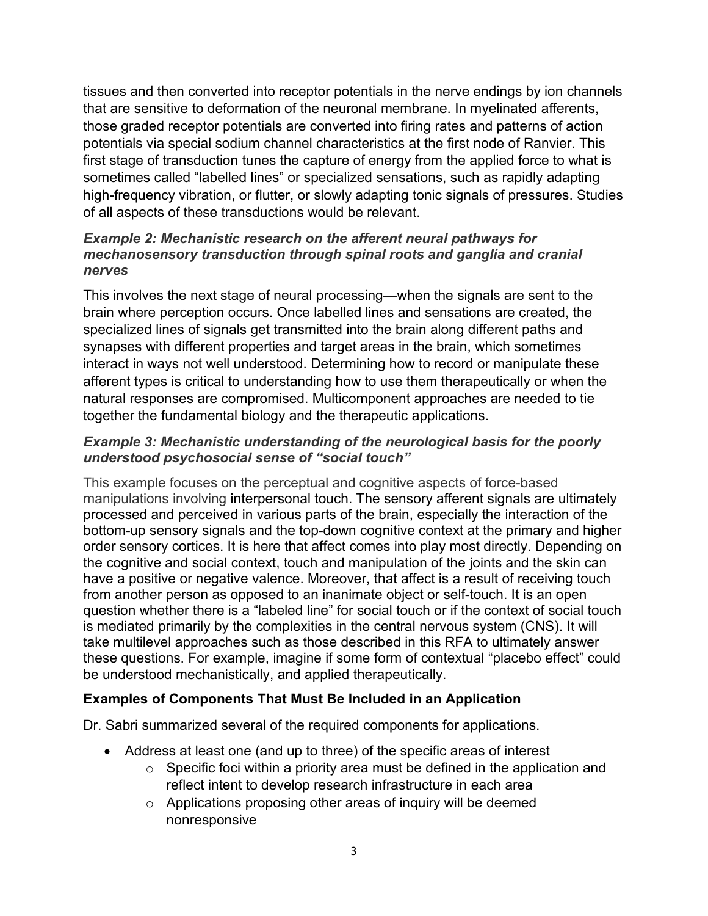tissues and then converted into receptor potentials in the nerve endings by ion channels that are sensitive to deformation of the neuronal membrane. In myelinated afferents, those graded receptor potentials are converted into firing rates and patterns of action potentials via special sodium channel characteristics at the first node of Ranvier. This first stage of transduction tunes the capture of energy from the applied force to what is sometimes called "labelled lines" or specialized sensations, such as rapidly adapting high-frequency vibration, or flutter, or slowly adapting tonic signals of pressures. Studies of all aspects of these transductions would be relevant.

### *Example 2: Mechanistic research on the afferent neural pathways for mechanosensory transduction through spinal roots and ganglia and cranial nerves*

This involves the next stage of neural processing—when the signals are sent to the brain where perception occurs. Once labelled lines and sensations are created, the specialized lines of signals get transmitted into the brain along different paths and synapses with different properties and target areas in the brain, which sometimes interact in ways not well understood. Determining how to record or manipulate these afferent types is critical to understanding how to use them therapeutically or when the natural responses are compromised. Multicomponent approaches are needed to tie together the fundamental biology and the therapeutic applications.

### *Example 3: Mechanistic understanding of the neurological basis for the poorly understood psychosocial sense of "social touch"*

This example focuses on the perceptual and cognitive aspects of force-based manipulations involving interpersonal touch. The sensory afferent signals are ultimately processed and perceived in various parts of the brain, especially the interaction of the bottom-up sensory signals and the top-down cognitive context at the primary and higher order sensory cortices. It is here that affect comes into play most directly. Depending on the cognitive and social context, touch and manipulation of the joints and the skin can have a positive or negative valence. Moreover, that affect is a result of receiving touch from another person as opposed to an inanimate object or self-touch. It is an open question whether there is a "labeled line" for social touch or if the context of social touch is mediated primarily by the complexities in the central nervous system (CNS). It will take multilevel approaches such as those described in this RFA to ultimately answer these questions. For example, imagine if some form of contextual "placebo effect" could be understood mechanistically, and applied therapeutically.

### **Examples of Components That Must Be Included in an Application**

Dr. Sabri summarized several of the required components for applications.

- Address at least one (and up to three) of the specific areas of interest
  - Specific foci within a priority area must be defined in the application and reflect intent to develop research infrastructure in each area
  - Applications proposing other areas of inquiry will be deemed nonresponsive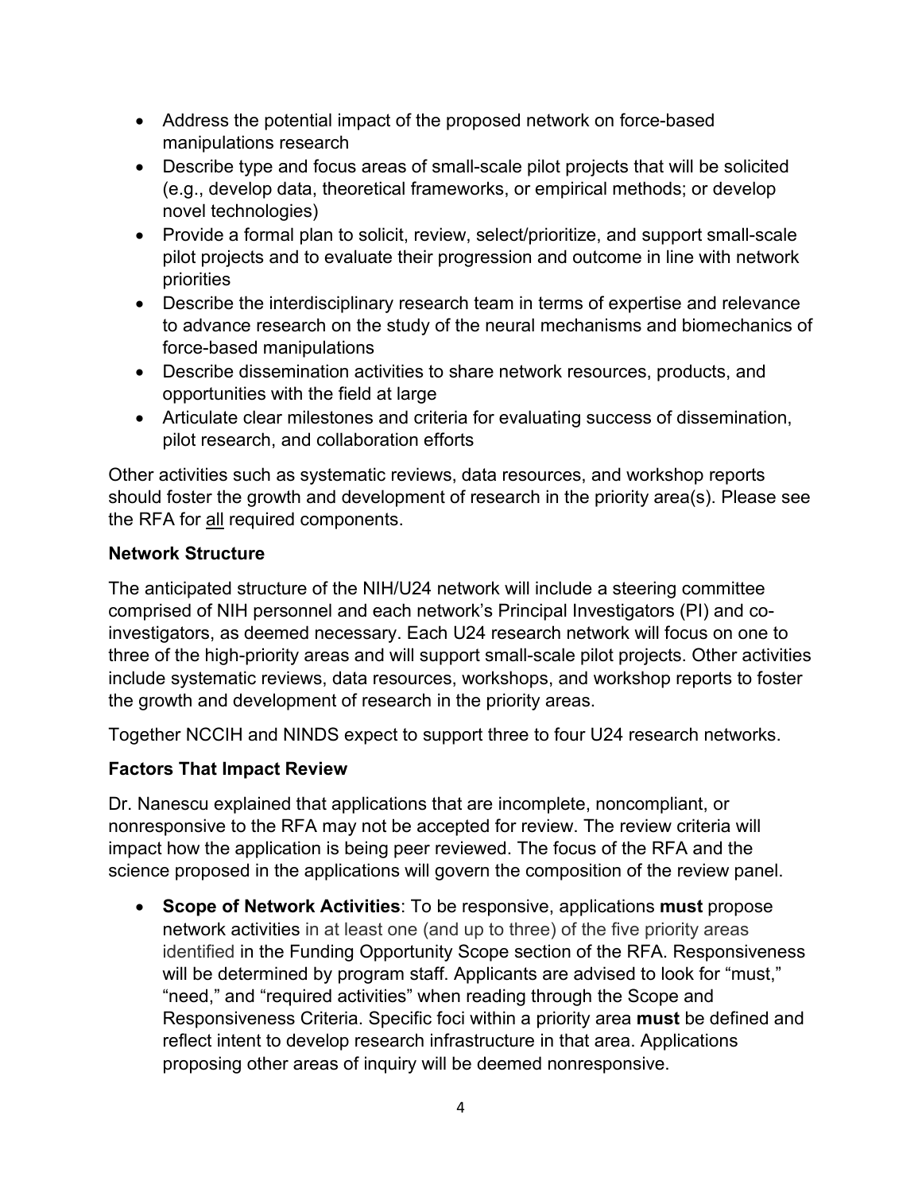- Address the potential impact of the proposed network on force-based manipulations research
- Describe type and focus areas of small-scale pilot projects that will be solicited (e.g., develop data, theoretical frameworks, or empirical methods; or develop novel technologies)
- Provide a formal plan to solicit, review, select/prioritize, and support small-scale pilot projects and to evaluate their progression and outcome in line with network priorities
- Describe the interdisciplinary research team in terms of expertise and relevance to advance research on the study of the neural mechanisms and biomechanics of force-based manipulations
- Describe dissemination activities to share network resources, products, and opportunities with the field at large
- Articulate clear milestones and criteria for evaluating success of dissemination, pilot research, and collaboration efforts

Other activities such as systematic reviews, data resources, and workshop reports should foster the growth and development of research in the priority area(s). Please see the RFA for all required components.

### Network Structure

The anticipated structure of the NIH/U24 network will include a steering committee comprised of NIH personnel and each network's Principal Investigators (PI) and co-investigators, as deemed necessary. Each U24 research network will focus on one to three of the high-priority areas and will support small-scale pilot projects. Other activities include systematic reviews, data resources, workshops, and workshop reports to foster the growth and development of research in the priority areas.

Together NCCIH and NINDS expect to support three to four U24 research networks.

### Factors That Impact Review

Dr. Nanescu explained that applications that are incomplete, noncompliant, or nonresponsive to the RFA may not be accepted for review. The review criteria will impact how the application is being peer reviewed. The focus of the RFA and the science proposed in the applications will govern the composition of the review panel.

- **Scope of Network Activities**: To be responsive, applications **must** propose network activities in at least one (and up to three) of the five priority areas identified in the Funding Opportunity Scope section of the RFA. Responsiveness will be determined by program staff. Applicants are advised to look for "must," "need," and "required activities" when reading through the Scope and Responsiveness Criteria. Specific foci within a priority area **must** be defined and reflect intent to develop research infrastructure in that area. Applications proposing other areas of inquiry will be deemed nonresponsive.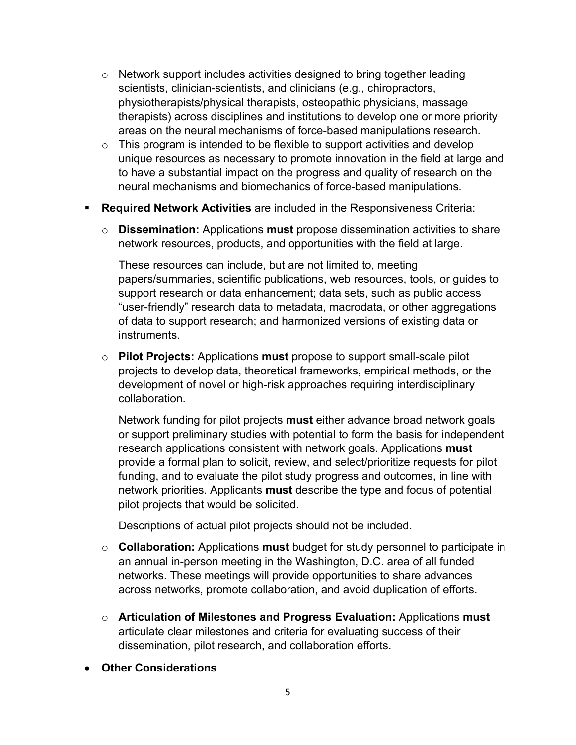- Network support includes activities designed to bring together leading scientists, clinician-scientists, and clinicians (e.g., chiropractors, physiotherapists/physical therapists, osteopathic physicians, massage therapists) across disciplines and institutions to develop one or more priority areas on the neural mechanisms of force-based manipulations research.
  - This program is intended to be flexible to support activities and develop unique resources as necessary to promote innovation in the field at large and to have a substantial impact on the progress and quality of research on the neural mechanisms and biomechanics of force-based manipulations.

- **Required Network Activities** are included in the Responsiveness Criteria:
  - **Dissemination:** Applications **must** propose dissemination activities to share network resources, products, and opportunities with the field at large.

    These resources can include, but are not limited to, meeting papers/summaries, scientific publications, web resources, tools, or guides to support research or data enhancement; data sets, such as public access "user-friendly" research data to metadata, macrodata, or other aggregations of data to support research; and harmonized versions of existing data or instruments.

  - **Pilot Projects:** Applications **must** propose to support small-scale pilot projects to develop data, theoretical frameworks, empirical methods, or the development of novel or high-risk approaches requiring interdisciplinary collaboration.

    Network funding for pilot projects **must** either advance broad network goals or support preliminary studies with potential to form the basis for independent research applications consistent with network goals. Applications **must** provide a formal plan to solicit, review, and select/prioritize requests for pilot funding, and to evaluate the pilot study progress and outcomes, in line with network priorities. Applicants **must** describe the type and focus of potential pilot projects that would be solicited.

    Descriptions of actual pilot projects should not be included.

  - **Collaboration:** Applications **must** budget for study personnel to participate in an annual in-person meeting in the Washington, D.C. area of all funded networks. These meetings will provide opportunities to share advances across networks, promote collaboration, and avoid duplication of efforts.

  - **Articulation of Milestones and Progress Evaluation:** Applications **must** articulate clear milestones and criteria for evaluating success of their dissemination, pilot research, and collaboration efforts.

- **Other Considerations**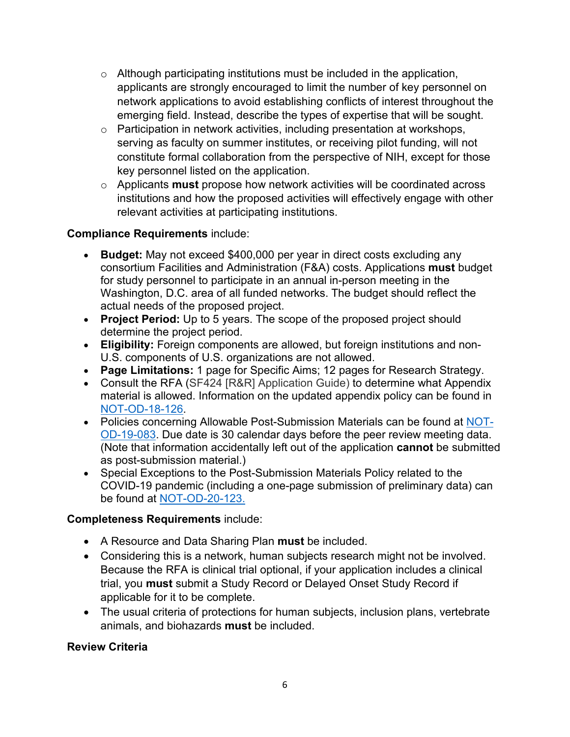- Although participating institutions must be included in the application, applicants are strongly encouraged to limit the number of key personnel on network applications to avoid establishing conflicts of interest throughout the emerging field. Instead, describe the types of expertise that will be sought.
  - Participation in network activities, including presentation at workshops, serving as faculty on summer institutes, or receiving pilot funding, will not constitute formal collaboration from the perspective of NIH, except for those key personnel listed on the application.
  - Applicants **must** propose how network activities will be coordinated across institutions and how the proposed activities will effectively engage with other relevant activities at participating institutions.

**Compliance Requirements** include:

- **Budget:** May not exceed $400,000 per year in direct costs excluding any consortium Facilities and Administration (F&A) costs. Applications **must** budget for study personnel to participate in an annual in-person meeting in the Washington, D.C. area of all funded networks. The budget should reflect the actual needs of the proposed project.
- **Project Period:** Up to 5 years. The scope of the proposed project should determine the project period.
- **Eligibility:** Foreign components are allowed, but foreign institutions and non-U.S. components of U.S. organizations are not allowed.
- **Page Limitations:** 1 page for Specific Aims; 12 pages for Research Strategy.
- Consult the RFA (SF424 [R&R] Application Guide) to determine what Appendix material is allowed. Information on the updated appendix policy can be found in NOT-OD-18-126.
- Policies concerning Allowable Post-Submission Materials can be found at NOT-OD-19-083. Due date is 30 calendar days before the peer review meeting data. (Note that information accidentally left out of the application **cannot** be submitted as post-submission material.)
- Special Exceptions to the Post-Submission Materials Policy related to the COVID-19 pandemic (including a one-page submission of preliminary data) can be found at NOT-OD-20-123.

**Completeness Requirements** include:

- A Resource and Data Sharing Plan **must** be included.
- Considering this is a network, human subjects research might not be involved. Because the RFA is clinical trial optional, if your application includes a clinical trial, you **must** submit a Study Record or Delayed Onset Study Record if applicable for it to be complete.
- The usual criteria of protections for human subjects, inclusion plans, vertebrate animals, and biohazards **must** be included.

**Review Criteria**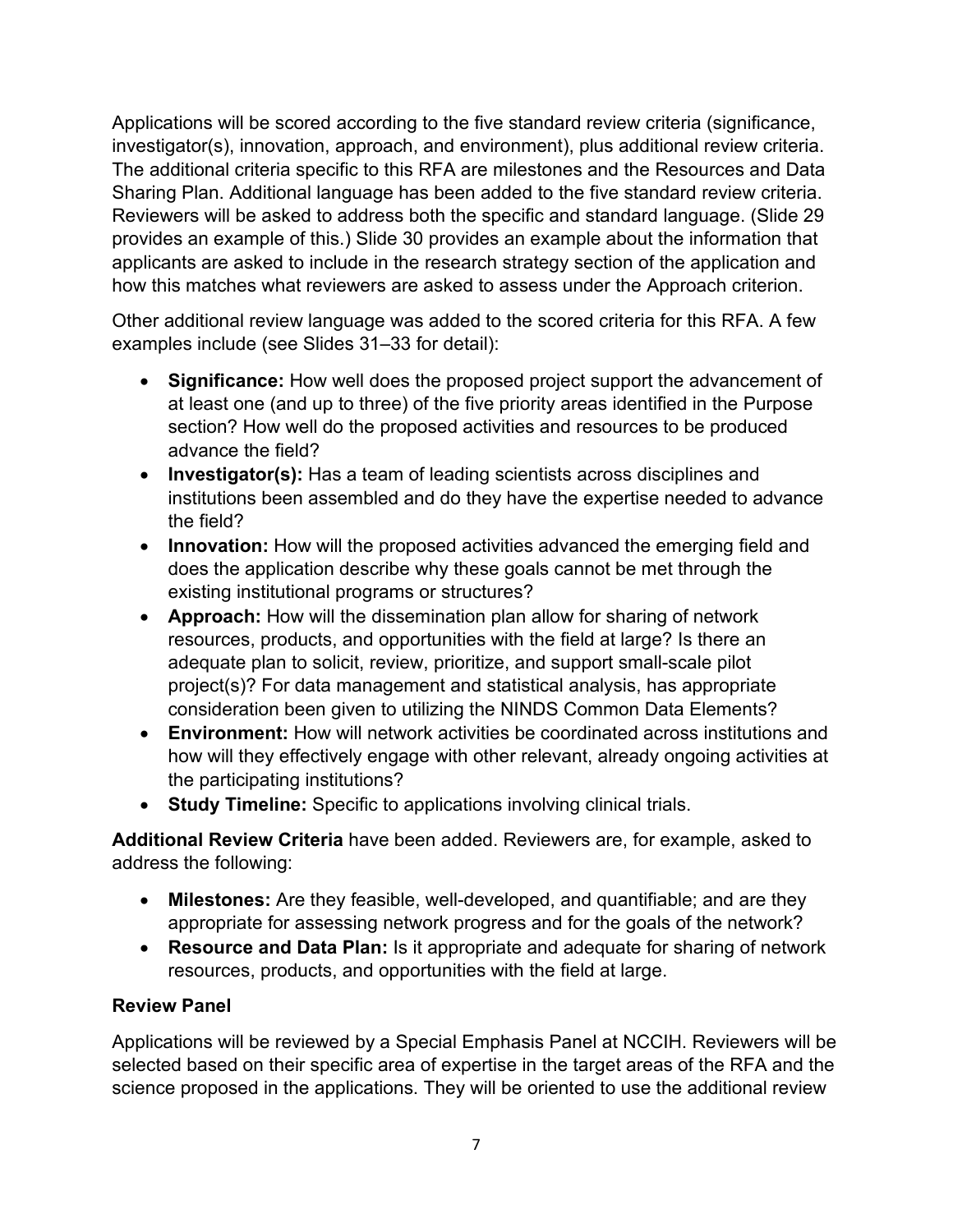Applications will be scored according to the five standard review criteria (significance, investigator(s), innovation, approach, and environment), plus additional review criteria. The additional criteria specific to this RFA are milestones and the Resources and Data Sharing Plan. Additional language has been added to the five standard review criteria. Reviewers will be asked to address both the specific and standard language. (Slide 29 provides an example of this.) Slide 30 provides an example about the information that applicants are asked to include in the research strategy section of the application and how this matches what reviewers are asked to assess under the Approach criterion.

Other additional review language was added to the scored criteria for this RFA. A few examples include (see Slides 31–33 for detail):

- **Significance:** How well does the proposed project support the advancement of at least one (and up to three) of the five priority areas identified in the Purpose section? How well do the proposed activities and resources to be produced advance the field?
- **Investigator(s):** Has a team of leading scientists across disciplines and institutions been assembled and do they have the expertise needed to advance the field?
- **Innovation:** How will the proposed activities advanced the emerging field and does the application describe why these goals cannot be met through the existing institutional programs or structures?
- **Approach:** How will the dissemination plan allow for sharing of network resources, products, and opportunities with the field at large? Is there an adequate plan to solicit, review, prioritize, and support small-scale pilot project(s)? For data management and statistical analysis, has appropriate consideration been given to utilizing the NINDS Common Data Elements?
- **Environment:** How will network activities be coordinated across institutions and how will they effectively engage with other relevant, already ongoing activities at the participating institutions?
- **Study Timeline:** Specific to applications involving clinical trials.

**Additional Review Criteria** have been added. Reviewers are, for example, asked to address the following:

- **Milestones:** Are they feasible, well-developed, and quantifiable; and are they appropriate for assessing network progress and for the goals of the network?
- **Resource and Data Plan:** Is it appropriate and adequate for sharing of network resources, products, and opportunities with the field at large.

**Review Panel**

Applications will be reviewed by a Special Emphasis Panel at NCCIH. Reviewers will be selected based on their specific area of expertise in the target areas of the RFA and the science proposed in the applications. They will be oriented to use the additional review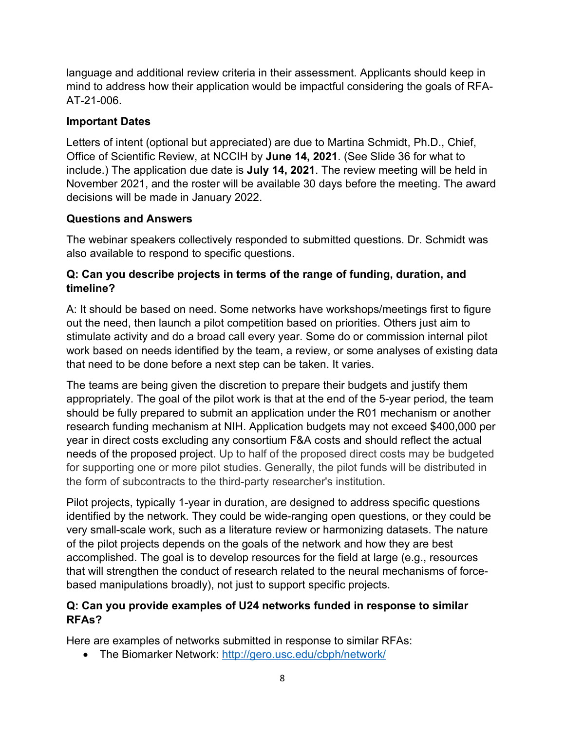language and additional review criteria in their assessment. Applicants should keep in mind to address how their application would be impactful considering the goals of RFA-AT-21-006.

### Important Dates

Letters of intent (optional but appreciated) are due to Martina Schmidt, Ph.D., Chief, Office of Scientific Review, at NCCIH by **June 14, 2021**. (See Slide 36 for what to include.) The application due date is **July 14, 2021**. The review meeting will be held in November 2021, and the roster will be available 30 days before the meeting. The award decisions will be made in January 2022.

### Questions and Answers

The webinar speakers collectively responded to submitted questions. Dr. Schmidt was also available to respond to specific questions.

**Q: Can you describe projects in terms of the range of funding, duration, and timeline?**

A: It should be based on need. Some networks have workshops/meetings first to figure out the need, then launch a pilot competition based on priorities. Others just aim to stimulate activity and do a broad call every year. Some do or commission internal pilot work based on needs identified by the team, a review, or some analyses of existing data that need to be done before a next step can be taken. It varies.

The teams are being given the discretion to prepare their budgets and justify them appropriately. The goal of the pilot work is that at the end of the 5-year period, the team should be fully prepared to submit an application under the R01 mechanism or another research funding mechanism at NIH. Application budgets may not exceed $400,000 per year in direct costs excluding any consortium F&A costs and should reflect the actual needs of the proposed project. Up to half of the proposed direct costs may be budgeted for supporting one or more pilot studies. Generally, the pilot funds will be distributed in the form of subcontracts to the third-party researcher's institution.

Pilot projects, typically 1-year in duration, are designed to address specific questions identified by the network. They could be wide-ranging open questions, or they could be very small-scale work, such as a literature review or harmonizing datasets. The nature of the pilot projects depends on the goals of the network and how they are best accomplished. The goal is to develop resources for the field at large (e.g., resources that will strengthen the conduct of research related to the neural mechanisms of force-based manipulations broadly), not just to support specific projects.

**Q: Can you provide examples of U24 networks funded in response to similar RFAs?**

Here are examples of networks submitted in response to similar RFAs:

- The Biomarker Network: http://gero.usc.edu/cbph/network/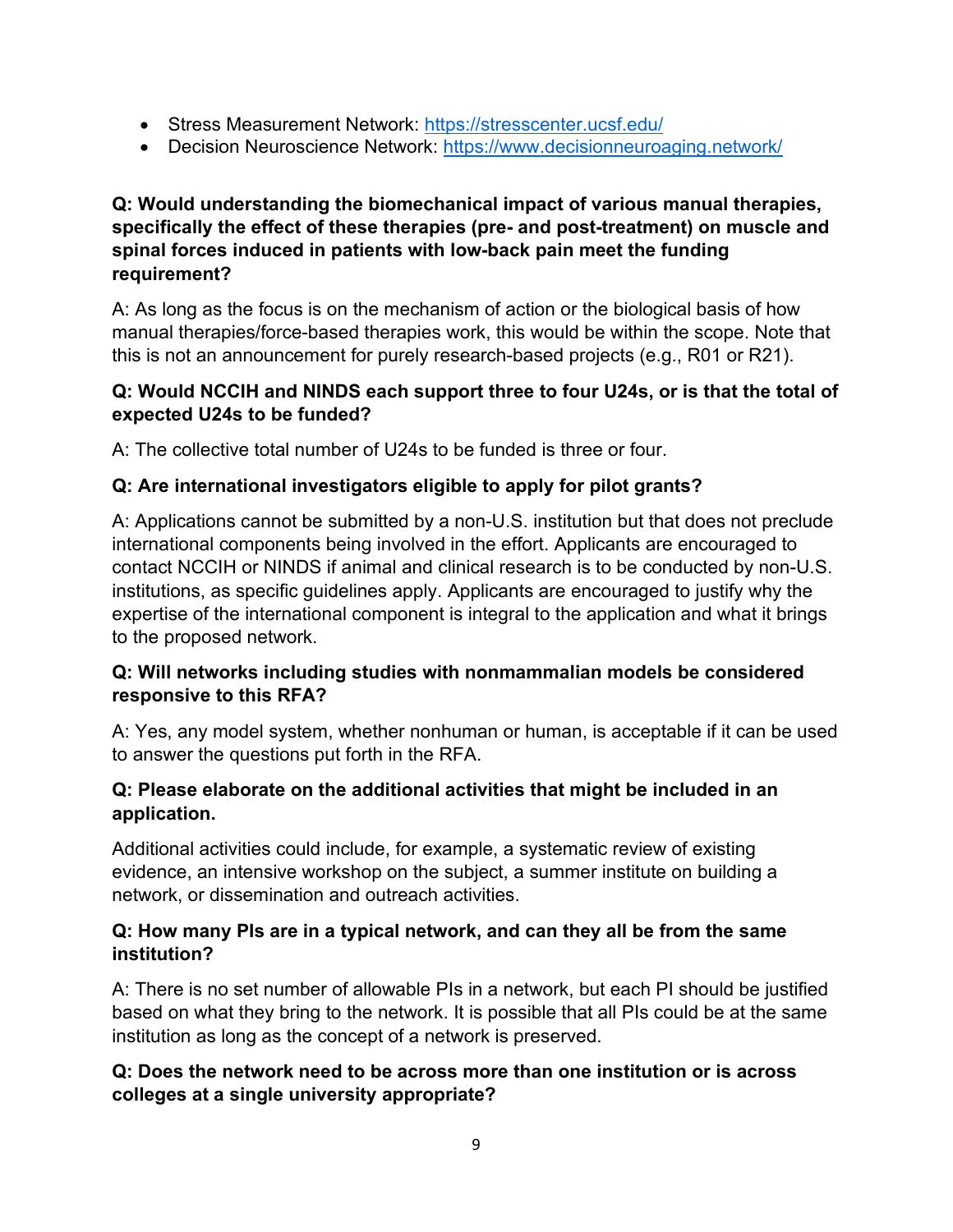- Stress Measurement Network: https://stresscenter.ucsf.edu/
- Decision Neuroscience Network: https://www.decisionneuroaging.network/

**Q: Would understanding the biomechanical impact of various manual therapies, specifically the effect of these therapies (pre- and post-treatment) on muscle and spinal forces induced in patients with low-back pain meet the funding requirement?**

A: As long as the focus is on the mechanism of action or the biological basis of how manual therapies/force-based therapies work, this would be within the scope. Note that this is not an announcement for purely research-based projects (e.g., R01 or R21).

**Q: Would NCCIH and NINDS each support three to four U24s, or is that the total of expected U24s to be funded?**

A: The collective total number of U24s to be funded is three or four.

**Q: Are international investigators eligible to apply for pilot grants?**

A: Applications cannot be submitted by a non-U.S. institution but that does not preclude international components being involved in the effort. Applicants are encouraged to contact NCCIH or NINDS if animal and clinical research is to be conducted by non-U.S. institutions, as specific guidelines apply. Applicants are encouraged to justify why the expertise of the international component is integral to the application and what it brings to the proposed network.

**Q: Will networks including studies with nonmammalian models be considered responsive to this RFA?**

A: Yes, any model system, whether nonhuman or human, is acceptable if it can be used to answer the questions put forth in the RFA.

**Q: Please elaborate on the additional activities that might be included in an application.**

Additional activities could include, for example, a systematic review of existing evidence, an intensive workshop on the subject, a summer institute on building a network, or dissemination and outreach activities.

**Q: How many PIs are in a typical network, and can they all be from the same institution?**

A: There is no set number of allowable PIs in a network, but each PI should be justified based on what they bring to the network. It is possible that all PIs could be at the same institution as long as the concept of a network is preserved.

**Q: Does the network need to be across more than one institution or is across colleges at a single university appropriate?**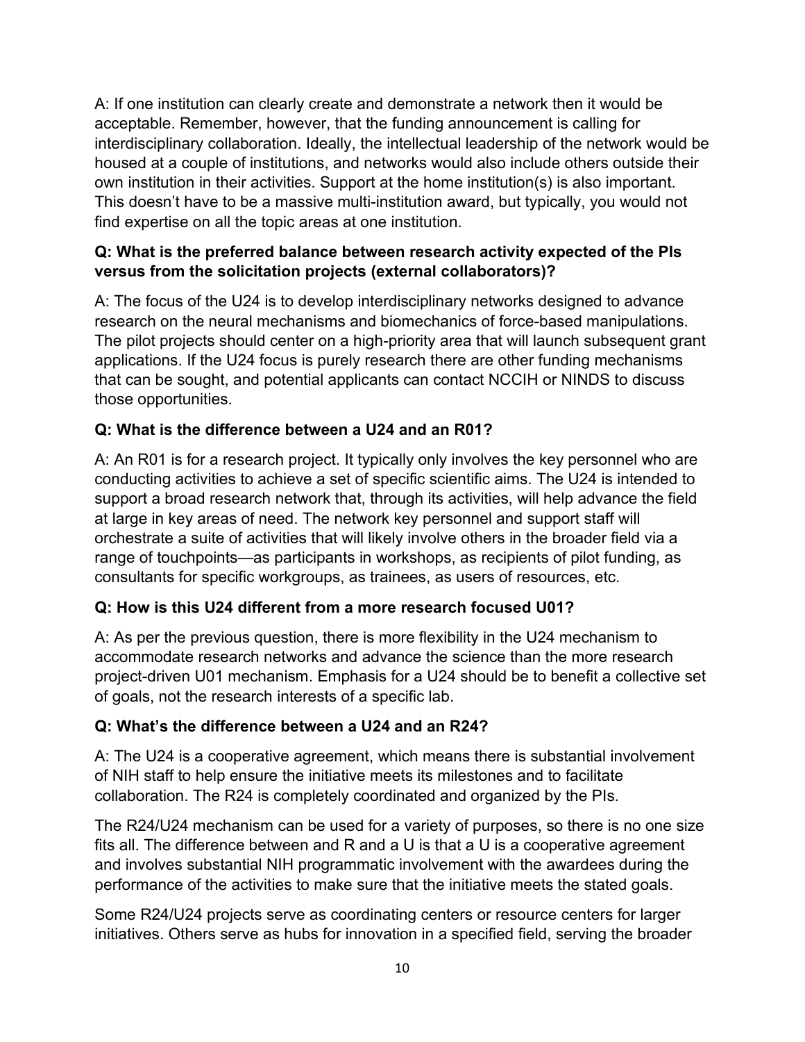A: If one institution can clearly create and demonstrate a network then it would be acceptable. Remember, however, that the funding announcement is calling for interdisciplinary collaboration. Ideally, the intellectual leadership of the network would be housed at a couple of institutions, and networks would also include others outside their own institution in their activities. Support at the home institution(s) is also important. This doesn't have to be a massive multi-institution award, but typically, you would not find expertise on all the topic areas at one institution.

**Q: What is the preferred balance between research activity expected of the PIs versus from the solicitation projects (external collaborators)?**

A: The focus of the U24 is to develop interdisciplinary networks designed to advance research on the neural mechanisms and biomechanics of force-based manipulations. The pilot projects should center on a high-priority area that will launch subsequent grant applications. If the U24 focus is purely research there are other funding mechanisms that can be sought, and potential applicants can contact NCCIH or NINDS to discuss those opportunities.

**Q: What is the difference between a U24 and an R01?**

A: An R01 is for a research project. It typically only involves the key personnel who are conducting activities to achieve a set of specific scientific aims. The U24 is intended to support a broad research network that, through its activities, will help advance the field at large in key areas of need. The network key personnel and support staff will orchestrate a suite of activities that will likely involve others in the broader field via a range of touchpoints—as participants in workshops, as recipients of pilot funding, as consultants for specific workgroups, as trainees, as users of resources, etc.

**Q: How is this U24 different from a more research focused U01?**

A: As per the previous question, there is more flexibility in the U24 mechanism to accommodate research networks and advance the science than the more research project-driven U01 mechanism. Emphasis for a U24 should be to benefit a collective set of goals, not the research interests of a specific lab.

**Q: What's the difference between a U24 and an R24?**

A: The U24 is a cooperative agreement, which means there is substantial involvement of NIH staff to help ensure the initiative meets its milestones and to facilitate collaboration. The R24 is completely coordinated and organized by the PIs.

The R24/U24 mechanism can be used for a variety of purposes, so there is no one size fits all. The difference between and R and a U is that a U is a cooperative agreement and involves substantial NIH programmatic involvement with the awardees during the performance of the activities to make sure that the initiative meets the stated goals.

Some R24/U24 projects serve as coordinating centers or resource centers for larger initiatives. Others serve as hubs for innovation in a specified field, serving the broader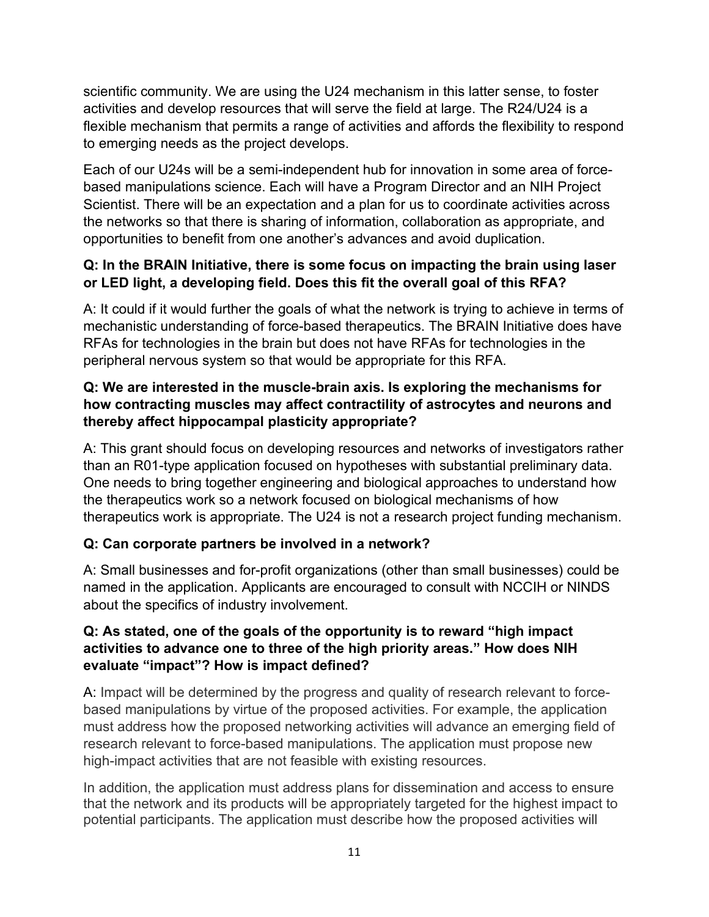scientific community. We are using the U24 mechanism in this latter sense, to foster activities and develop resources that will serve the field at large. The R24/U24 is a flexible mechanism that permits a range of activities and affords the flexibility to respond to emerging needs as the project develops.

Each of our U24s will be a semi-independent hub for innovation in some area of force-based manipulations science. Each will have a Program Director and an NIH Project Scientist. There will be an expectation and a plan for us to coordinate activities across the networks so that there is sharing of information, collaboration as appropriate, and opportunities to benefit from one another's advances and avoid duplication.

**Q: In the BRAIN Initiative, there is some focus on impacting the brain using laser or LED light, a developing field. Does this fit the overall goal of this RFA?**

A: It could if it would further the goals of what the network is trying to achieve in terms of mechanistic understanding of force-based therapeutics. The BRAIN Initiative does have RFAs for technologies in the brain but does not have RFAs for technologies in the peripheral nervous system so that would be appropriate for this RFA.

**Q: We are interested in the muscle-brain axis. Is exploring the mechanisms for how contracting muscles may affect contractility of astrocytes and neurons and thereby affect hippocampal plasticity appropriate?**

A: This grant should focus on developing resources and networks of investigators rather than an R01-type application focused on hypotheses with substantial preliminary data. One needs to bring together engineering and biological approaches to understand how the therapeutics work so a network focused on biological mechanisms of how therapeutics work is appropriate. The U24 is not a research project funding mechanism.

**Q: Can corporate partners be involved in a network?**

A: Small businesses and for-profit organizations (other than small businesses) could be named in the application. Applicants are encouraged to consult with NCCIH or NINDS about the specifics of industry involvement.

**Q: As stated, one of the goals of the opportunity is to reward "high impact activities to advance one to three of the high priority areas." How does NIH evaluate "impact"? How is impact defined?**

A: Impact will be determined by the progress and quality of research relevant to force-based manipulations by virtue of the proposed activities. For example, the application must address how the proposed networking activities will advance an emerging field of research relevant to force-based manipulations. The application must propose new high-impact activities that are not feasible with existing resources.

In addition, the application must address plans for dissemination and access to ensure that the network and its products will be appropriately targeted for the highest impact to potential participants. The application must describe how the proposed activities will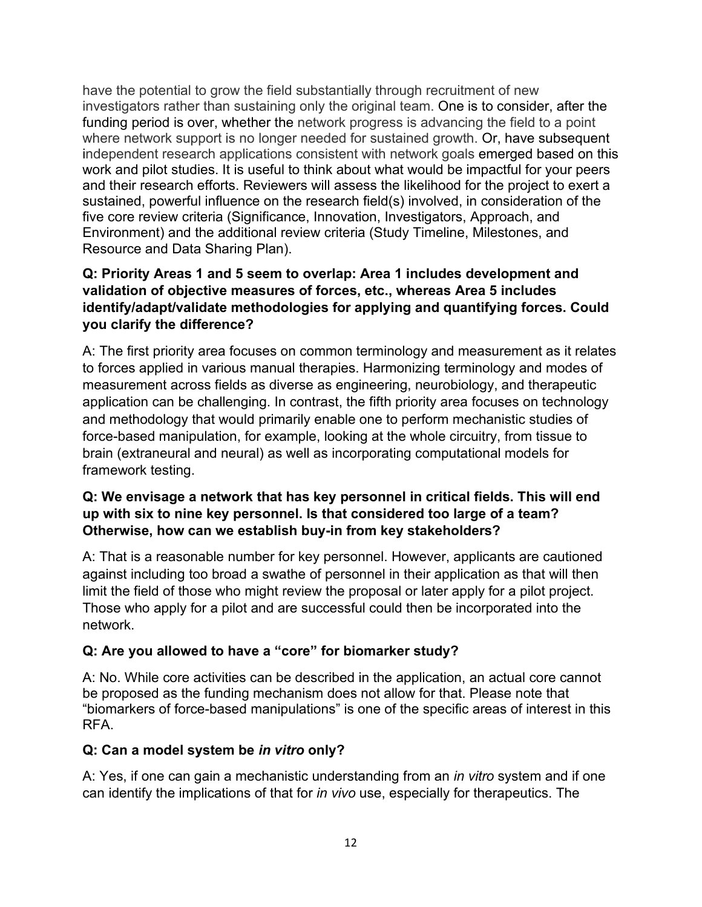have the potential to grow the field substantially through recruitment of new investigators rather than sustaining only the original team. One is to consider, after the funding period is over, whether the network progress is advancing the field to a point where network support is no longer needed for sustained growth. Or, have subsequent independent research applications consistent with network goals emerged based on this work and pilot studies. It is useful to think about what would be impactful for your peers and their research efforts. Reviewers will assess the likelihood for the project to exert a sustained, powerful influence on the research field(s) involved, in consideration of the five core review criteria (Significance, Innovation, Investigators, Approach, and Environment) and the additional review criteria (Study Timeline, Milestones, and Resource and Data Sharing Plan).

**Q: Priority Areas 1 and 5 seem to overlap: Area 1 includes development and validation of objective measures of forces, etc., whereas Area 5 includes identify/adapt/validate methodologies for applying and quantifying forces. Could you clarify the difference?**

A: The first priority area focuses on common terminology and measurement as it relates to forces applied in various manual therapies. Harmonizing terminology and modes of measurement across fields as diverse as engineering, neurobiology, and therapeutic application can be challenging. In contrast, the fifth priority area focuses on technology and methodology that would primarily enable one to perform mechanistic studies of force-based manipulation, for example, looking at the whole circuitry, from tissue to brain (extraneural and neural) as well as incorporating computational models for framework testing.

**Q: We envisage a network that has key personnel in critical fields. This will end up with six to nine key personnel. Is that considered too large of a team? Otherwise, how can we establish buy-in from key stakeholders?**

A: That is a reasonable number for key personnel. However, applicants are cautioned against including too broad a swathe of personnel in their application as that will then limit the field of those who might review the proposal or later apply for a pilot project. Those who apply for a pilot and are successful could then be incorporated into the network.

**Q: Are you allowed to have a "core" for biomarker study?**

A: No. While core activities can be described in the application, an actual core cannot be proposed as the funding mechanism does not allow for that. Please note that "biomarkers of force-based manipulations" is one of the specific areas of interest in this RFA.

**Q: Can a model system be *in vitro* only?**

A: Yes, if one can gain a mechanistic understanding from an *in vitro* system and if one can identify the implications of that for *in vivo* use, especially for therapeutics. The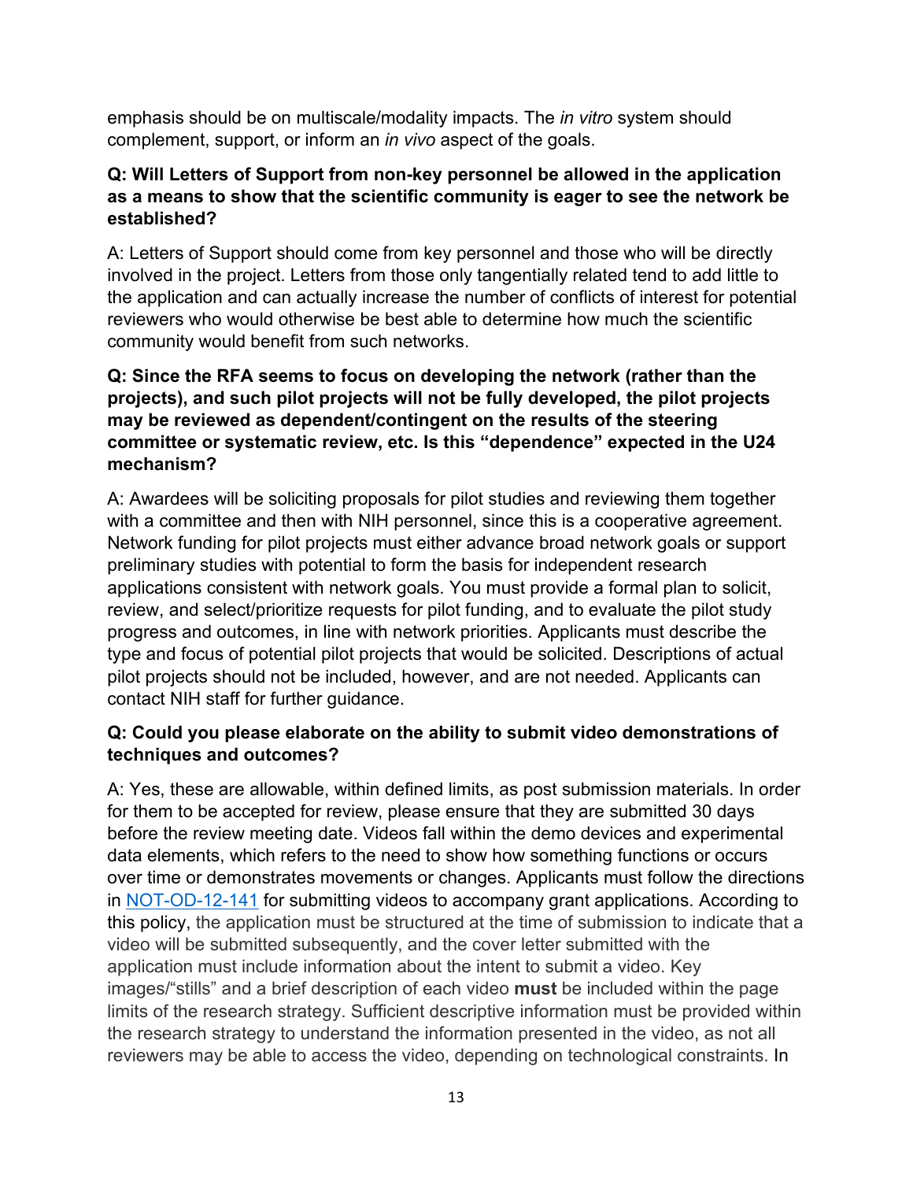emphasis should be on multiscale/modality impacts. The *in vitro* system should complement, support, or inform an *in vivo* aspect of the goals.

**Q: Will Letters of Support from non-key personnel be allowed in the application as a means to show that the scientific community is eager to see the network be established?**

A: Letters of Support should come from key personnel and those who will be directly involved in the project. Letters from those only tangentially related tend to add little to the application and can actually increase the number of conflicts of interest for potential reviewers who would otherwise be best able to determine how much the scientific community would benefit from such networks.

**Q: Since the RFA seems to focus on developing the network (rather than the projects), and such pilot projects will not be fully developed, the pilot projects may be reviewed as dependent/contingent on the results of the steering committee or systematic review, etc. Is this "dependence" expected in the U24 mechanism?**

A: Awardees will be soliciting proposals for pilot studies and reviewing them together with a committee and then with NIH personnel, since this is a cooperative agreement. Network funding for pilot projects must either advance broad network goals or support preliminary studies with potential to form the basis for independent research applications consistent with network goals. You must provide a formal plan to solicit, review, and select/prioritize requests for pilot funding, and to evaluate the pilot study progress and outcomes, in line with network priorities. Applicants must describe the type and focus of potential pilot projects that would be solicited. Descriptions of actual pilot projects should not be included, however, and are not needed. Applicants can contact NIH staff for further guidance.

**Q: Could you please elaborate on the ability to submit video demonstrations of techniques and outcomes?**

A: Yes, these are allowable, within defined limits, as post submission materials. In order for them to be accepted for review, please ensure that they are submitted 30 days before the review meeting date. Videos fall within the demo devices and experimental data elements, which refers to the need to show how something functions or occurs over time or demonstrates movements or changes. Applicants must follow the directions in [NOT-OD-12-141] for submitting videos to accompany grant applications. According to this policy, the application must be structured at the time of submission to indicate that a video will be submitted subsequently, and the cover letter submitted with the application must include information about the intent to submit a video. Key images/"stills" and a brief description of each video **must** be included within the page limits of the research strategy. Sufficient descriptive information must be provided within the research strategy to understand the information presented in the video, as not all reviewers may be able to access the video, depending on technological constraints. In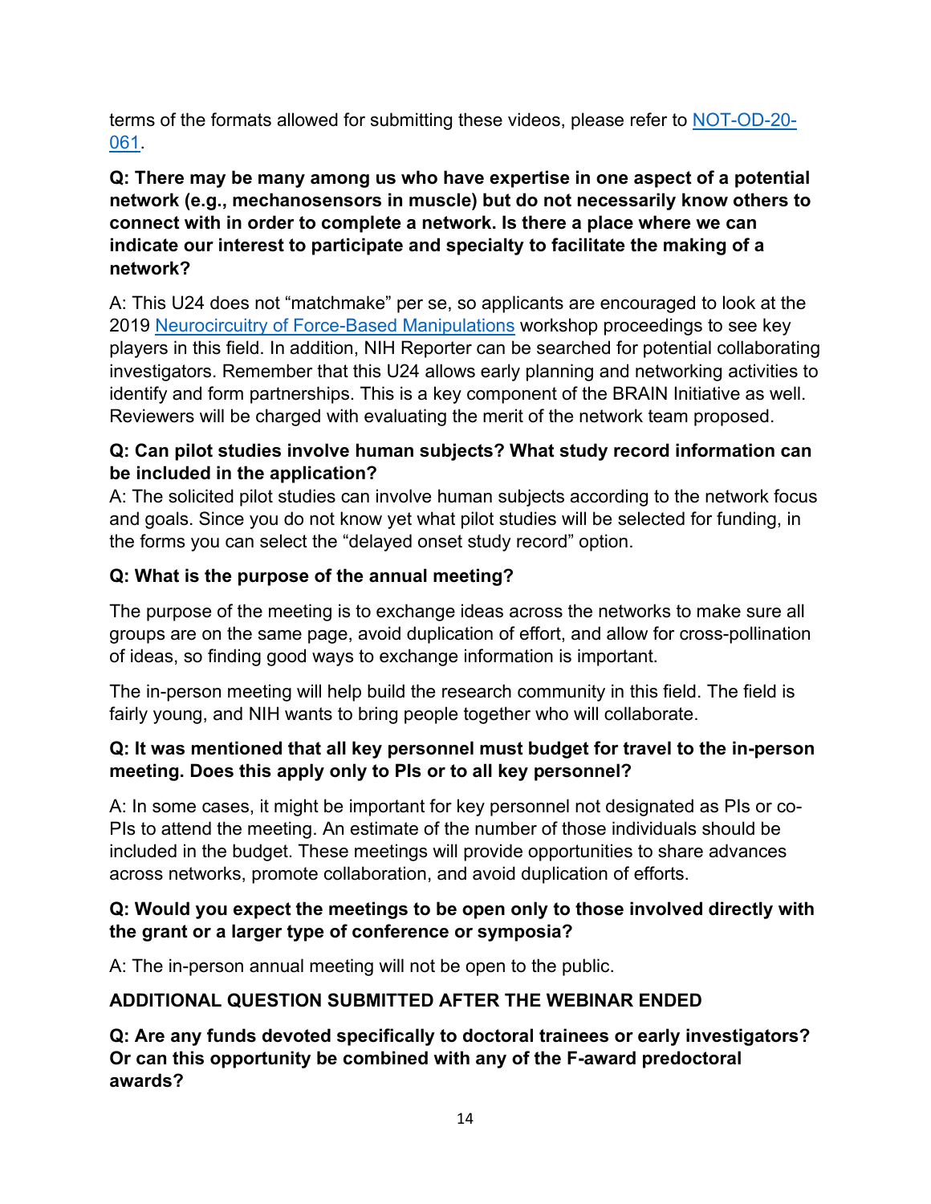terms of the formats allowed for submitting these videos, please refer to [NOT-OD-20-061](NOT-OD-20-061).

**Q: There may be many among us who have expertise in one aspect of a potential network (e.g., mechanosensors in muscle) but do not necessarily know others to connect with in order to complete a network. Is there a place where we can indicate our interest to participate and specialty to facilitate the making of a network?**

A: This U24 does not "matchmake" per se, so applicants are encouraged to look at the 2019 Neurocircuitry of Force-Based Manipulations workshop proceedings to see key players in this field. In addition, NIH Reporter can be searched for potential collaborating investigators. Remember that this U24 allows early planning and networking activities to identify and form partnerships. This is a key component of the BRAIN Initiative as well. Reviewers will be charged with evaluating the merit of the network team proposed.

**Q: Can pilot studies involve human subjects? What study record information can be included in the application?**

A: The solicited pilot studies can involve human subjects according to the network focus and goals. Since you do not know yet what pilot studies will be selected for funding, in the forms you can select the "delayed onset study record" option.

**Q: What is the purpose of the annual meeting?**

The purpose of the meeting is to exchange ideas across the networks to make sure all groups are on the same page, avoid duplication of effort, and allow for cross-pollination of ideas, so finding good ways to exchange information is important.

The in-person meeting will help build the research community in this field. The field is fairly young, and NIH wants to bring people together who will collaborate.

**Q: It was mentioned that all key personnel must budget for travel to the in-person meeting. Does this apply only to PIs or to all key personnel?**

A: In some cases, it might be important for key personnel not designated as PIs or co-PIs to attend the meeting. An estimate of the number of those individuals should be included in the budget. These meetings will provide opportunities to share advances across networks, promote collaboration, and avoid duplication of efforts.

**Q: Would you expect the meetings to be open only to those involved directly with the grant or a larger type of conference or symposia?**

A: The in-person annual meeting will not be open to the public.

**ADDITIONAL QUESTION SUBMITTED AFTER THE WEBINAR ENDED**

**Q: Are any funds devoted specifically to doctoral trainees or early investigators? Or can this opportunity be combined with any of the F-award predoctoral awards?**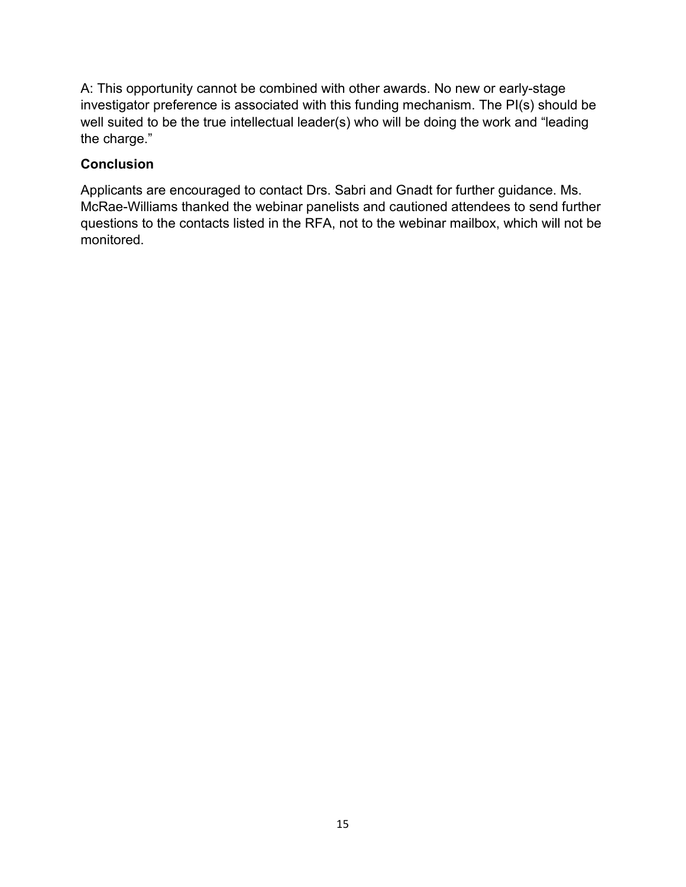A: This opportunity cannot be combined with other awards. No new or early-stage investigator preference is associated with this funding mechanism. The PI(s) should be well suited to be the true intellectual leader(s) who will be doing the work and "leading the charge."

### Conclusion

Applicants are encouraged to contact Drs. Sabri and Gnadt for further guidance. Ms. McRae-Williams thanked the webinar panelists and cautioned attendees to send further questions to the contacts listed in the RFA, not to the webinar mailbox, which will not be monitored.